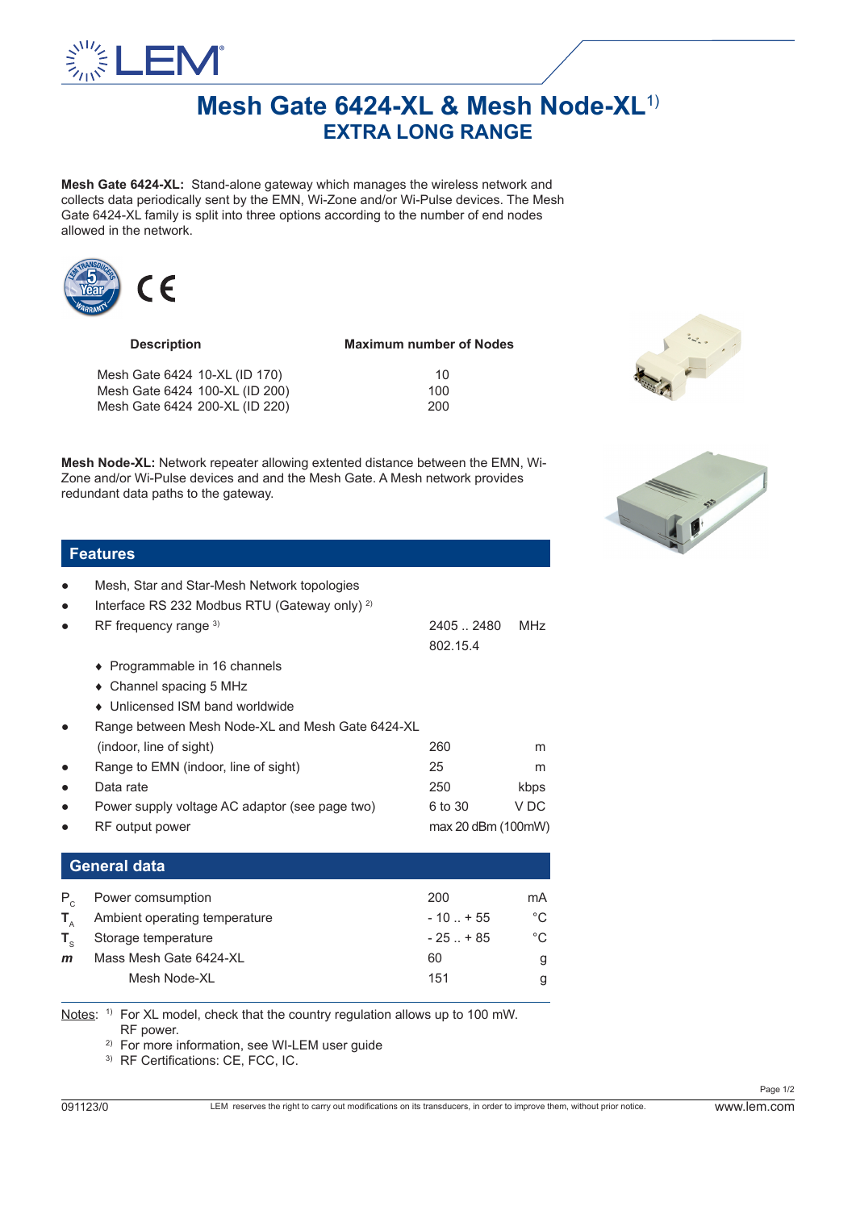# Mesh Gate 6424-XL & Mesh Node-XL[1)]

## EXTRA LONG RANGE

**Mesh Gate 6424-XL:** Stand-alone gateway which manages the wireless network and collects data periodically sent by the EMN, Wi-Zone and/or Wi-Pulse devices. The Mesh Gate 6424-XL family is split into three options according to the number of end nodes allowed in the network.

| Description | Maximum number of Nodes |
|---|---|
| Mesh Gate 6424 10-XL (ID 170) | 10 |
| Mesh Gate 6424 100-XL (ID 200) | 100 |
| Mesh Gate 6424 200-XL (ID 220) | 200 |

**Mesh Node-XL:** Network repeater allowing extented distance between the EMN, Wi-Zone and/or Wi-Pulse devices and and the Mesh Gate. A Mesh network provides redundant data paths to the gateway.

## Features

- Mesh, Star and Star-Mesh Network topologies
- Interface RS 232 Modbus RTU (Gateway only) [2)]
- RF frequency range [3)] — 2405 .. 2480 MHz, 802.15.4
  - Programmable in 16 channels
  - Channel spacing 5 MHz
  - Unlicensed ISM band worldwide
- Range between Mesh Node-XL and Mesh Gate 6424-XL (indoor, line of sight) — 260 m
- Range to EMN (indoor, line of sight) — 25 m
- Data rate — 250 kbps
- Power supply voltage AC adaptor (see page two) — 6 to 30 V DC
- RF output power — max 20 dBm (100mW)

## General data

| | | | |
|---|---|---|---|
| $P_C$ | Power comsumption | 200 | mA |
| $T_A$ | Ambient operating temperature | - 10 .. + 55 | °C |
| $T_S$ | Storage temperature | - 25 .. + 85 | °C |
| $m$ | Mass Mesh Gate 6424-XL | 60 | g |
| | Mesh Node-XL | 151 | g |

Notes:
1) For XL model, check that the country regulation allows up to 100 mW. RF power.
2) For more information, see WI-LEM user guide
3) RF Certifications: CE, FCC, IC.

091123/0 LEM reserves the right to carry out modifications on its transducers, in order to improve them, without prior notice. www.lem.com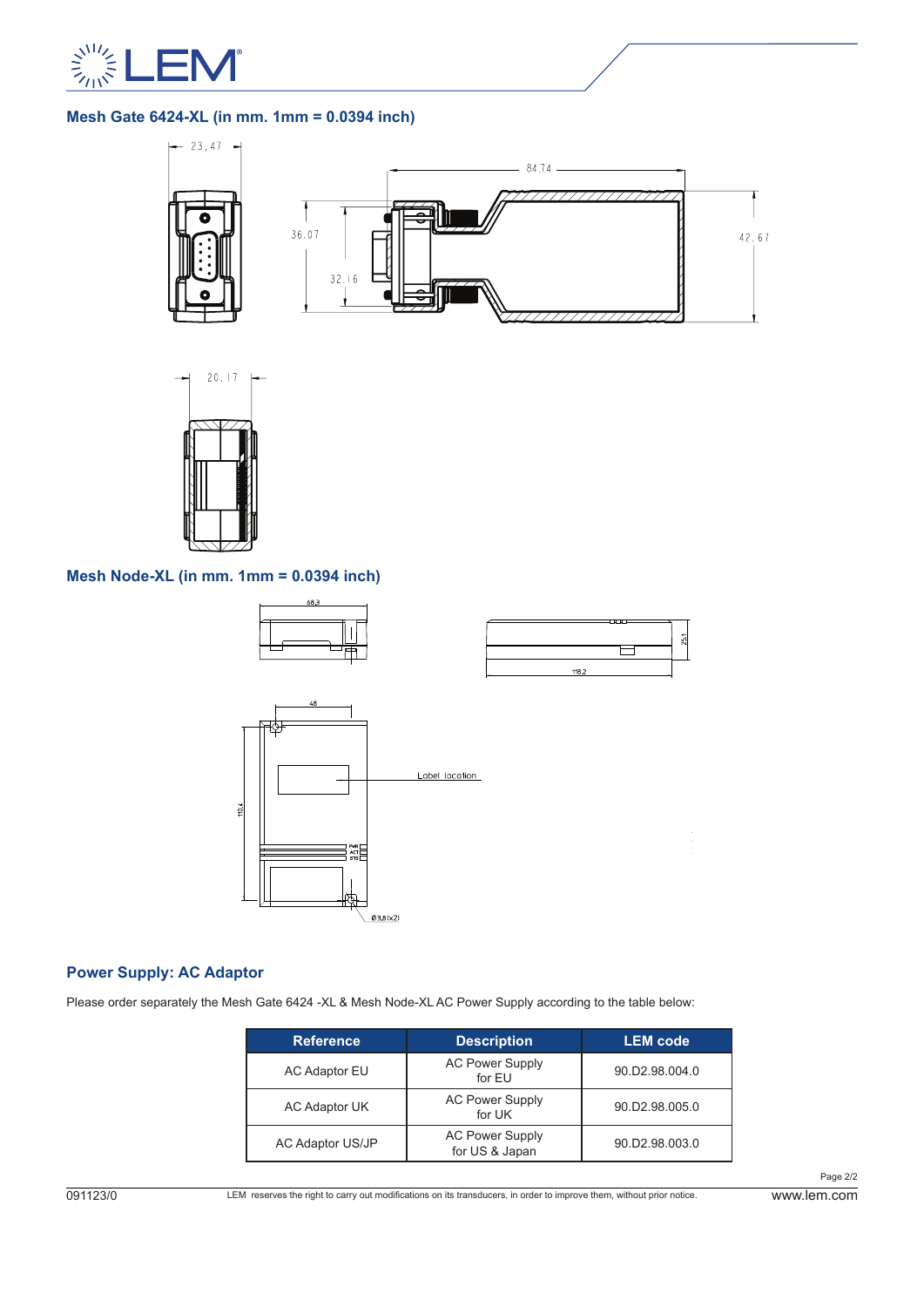## Mesh Gate 6424-XL (in mm. 1mm = 0.0394 inch)

23,47

84.74

36.07

32.16

42.67

20.17

## Mesh Node-XL (in mm. 1mm = 0.0394 inch)

68,3

25,1

118,2

48

110,4

Label location

PWR
ACT
STS

Ø3,8(x2)

## Power Supply: AC Adaptor

Please order separately the Mesh Gate 6424 -XL & Mesh Node-XL AC Power Supply according to the table below:

| Reference | Description | LEM code |
|---|---|---|
| AC Adaptor EU | AC Power Supply for EU | 90.D2.98.004.0 |
| AC Adaptor UK | AC Power Supply for UK | 90.D2.98.005.0 |
| AC Adaptor US/JP | AC Power Supply for US & Japan | 90.D2.98.003.0 |

091123/0 LEM reserves the right to carry out modifications on its transducers, in order to improve them, without prior notice. www.lem.com